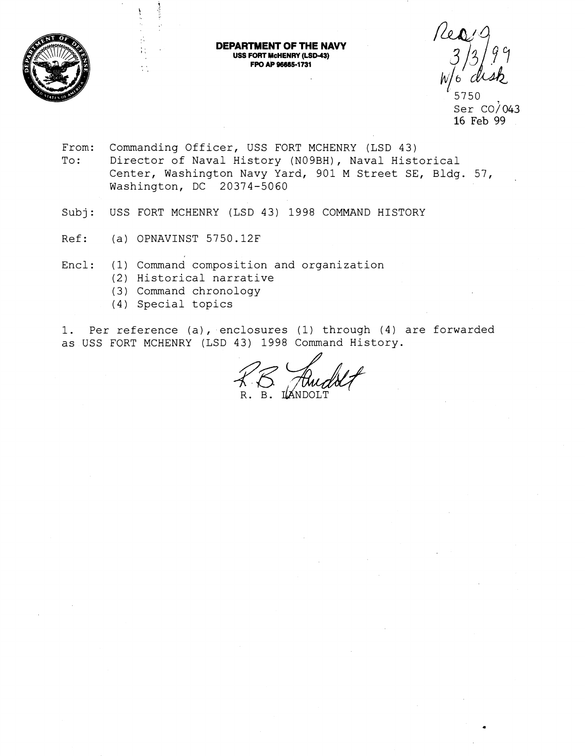**DEPARTMENT OF THE NAVY**
**USS FORT McHENRY (LSD-43)**
**FPO AP 96665-1731**

Rec'd
3/3/99
W/o disk

5750
Ser CO/043
16 Feb 99

From: Commanding Officer, USS FORT MCHENRY (LSD 43)
To: Director of Naval History (N09BH), Naval Historical Center, Washington Navy Yard, 901 M Street SE, Bldg. 57, Washington, DC 20374-5060

Subj: USS FORT MCHENRY (LSD 43) 1998 COMMAND HISTORY

Ref: (a) OPNAVINST 5750.12F

Encl: (1) Command composition and organization
(2) Historical narrative
(3) Command chronology
(4) Special topics

1. Per reference (a), enclosures (1) through (4) are forwarded as USS FORT MCHENRY (LSD 43) 1998 Command History.

R. B. LANDOLT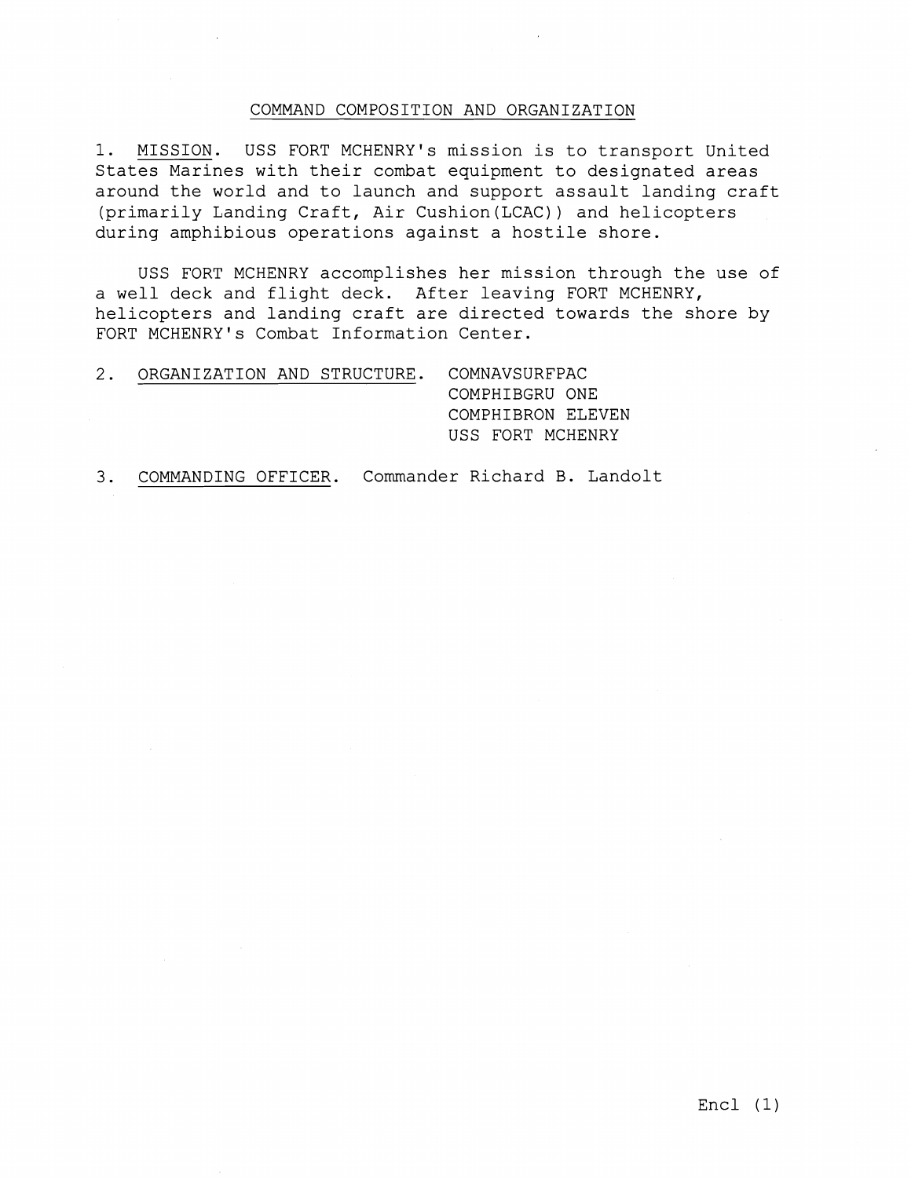## COMMAND COMPOSITION AND ORGANIZATION

1. MISSION. USS FORT MCHENRY's mission is to transport United States Marines with their combat equipment to designated areas around the world and to launch and support assault landing craft (primarily Landing Craft, Air Cushion(LCAC)) and helicopters during amphibious operations against a hostile shore.

USS FORT MCHENRY accomplishes her mission through the use of a well deck and flight deck. After leaving FORT MCHENRY, helicopters and landing craft are directed towards the shore by FORT MCHENRY's Combat Information Center.

2. ORGANIZATION AND STRUCTURE.
   COMNAVSURFPAC
   COMPHIBGRU ONE
   COMPHIBRON ELEVEN
   USS FORT MCHENRY

3. COMMANDING OFFICER. Commander Richard B. Landolt

Encl (1)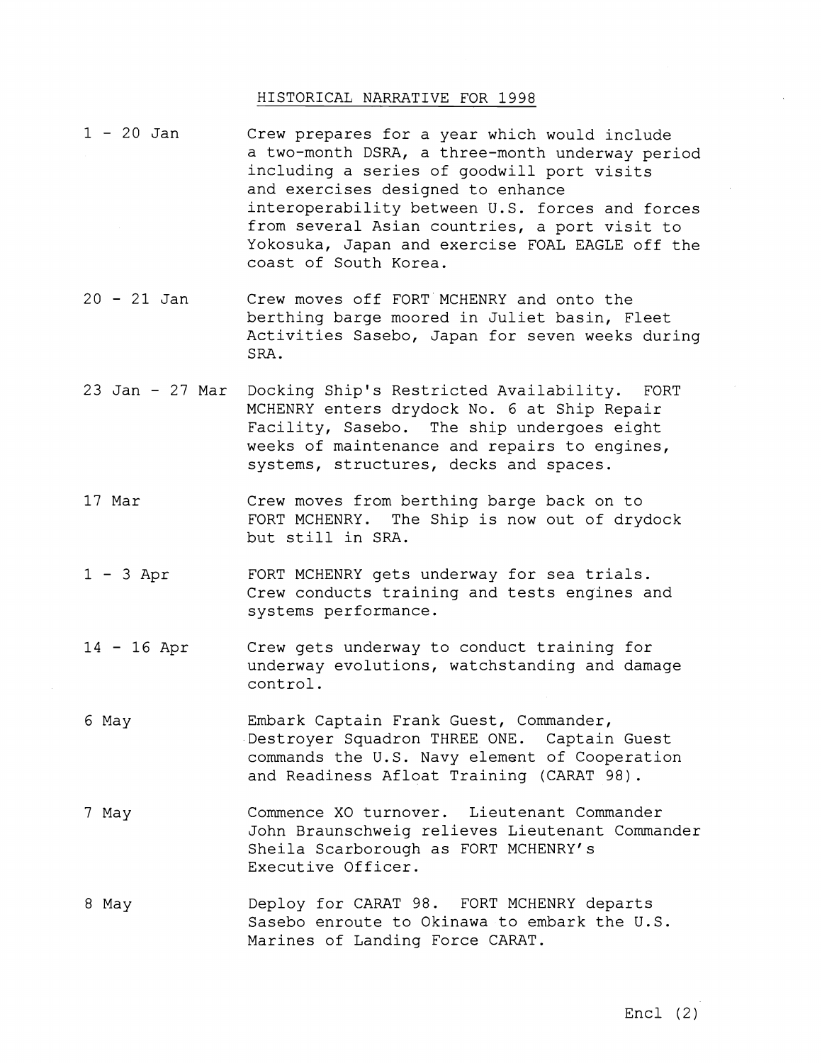# HISTORICAL NARRATIVE FOR 1998

| | |
|---|---|
| 1 - 20 Jan | Crew prepares for a year which would include a two-month DSRA, a three-month underway period including a series of goodwill port visits and exercises designed to enhance interoperability between U.S. forces and forces from several Asian countries, a port visit to Yokosuka, Japan and exercise FOAL EAGLE off the coast of South Korea. |
| 20 - 21 Jan | Crew moves off FORT MCHENRY and onto the berthing barge moored in Juliet basin, Fleet Activities Sasebo, Japan for seven weeks during SRA. |
| 23 Jan - 27 Mar | Docking Ship's Restricted Availability. FORT MCHENRY enters drydock No. 6 at Ship Repair Facility, Sasebo. The ship undergoes eight weeks of maintenance and repairs to engines, systems, structures, decks and spaces. |
| 17 Mar | Crew moves from berthing barge back on to FORT MCHENRY. The Ship is now out of drydock but still in SRA. |
| 1 - 3 Apr | FORT MCHENRY gets underway for sea trials. Crew conducts training and tests engines and systems performance. |
| 14 - 16 Apr | Crew gets underway to conduct training for underway evolutions, watchstanding and damage control. |
| 6 May | Embark Captain Frank Guest, Commander, Destroyer Squadron THREE ONE. Captain Guest commands the U.S. Navy element of Cooperation and Readiness Afloat Training (CARAT 98). |
| 7 May | Commence XO turnover. Lieutenant Commander John Braunschweig relieves Lieutenant Commander Sheila Scarborough as FORT MCHENRY's Executive Officer. |
| 8 May | Deploy for CARAT 98. FORT MCHENRY departs Sasebo enroute to Okinawa to embark the U.S. Marines of Landing Force CARAT. |

Encl (2)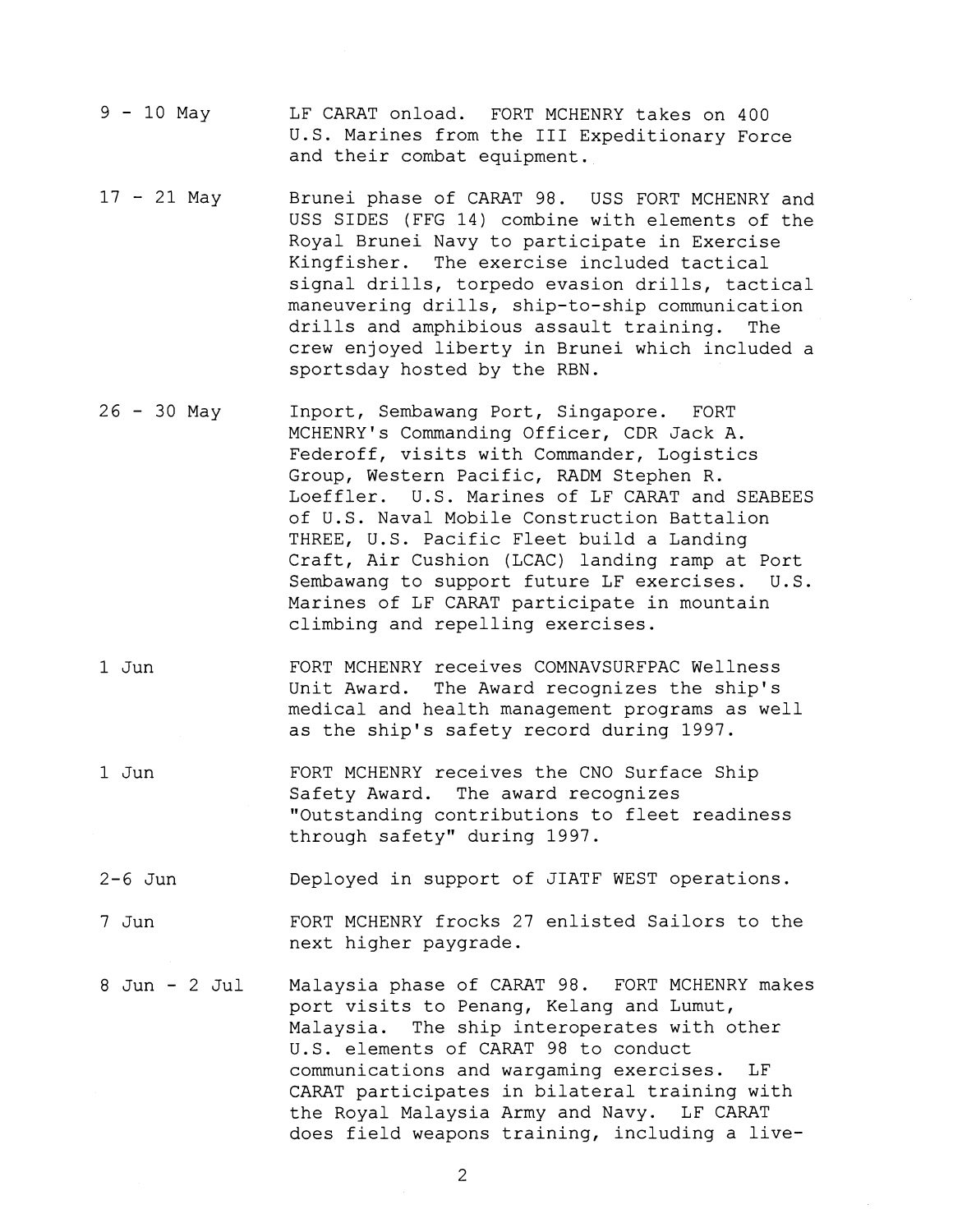| | |
|---|---|
| 9 - 10 May | LF CARAT onload. FORT MCHENRY takes on 400 U.S. Marines from the III Expeditionary Force and their combat equipment. |
| 17 - 21 May | Brunei phase of CARAT 98. USS FORT MCHENRY and USS SIDES (FFG 14) combine with elements of the Royal Brunei Navy to participate in Exercise Kingfisher. The exercise included tactical signal drills, torpedo evasion drills, tactical maneuvering drills, ship-to-ship communication drills and amphibious assault training. The crew enjoyed liberty in Brunei which included a sportsday hosted by the RBN. |
| 26 - 30 May | Inport, Sembawang Port, Singapore. FORT MCHENRY's Commanding Officer, CDR Jack A. Federoff, visits with Commander, Logistics Group, Western Pacific, RADM Stephen R. Loeffler. U.S. Marines of LF CARAT and SEABEES of U.S. Naval Mobile Construction Battalion THREE, U.S. Pacific Fleet build a Landing Craft, Air Cushion (LCAC) landing ramp at Port Sembawang to support future LF exercises. U.S. Marines of LF CARAT participate in mountain climbing and repelling exercises. |
| 1 Jun | FORT MCHENRY receives COMNAVSURFPAC Wellness Unit Award. The Award recognizes the ship's medical and health management programs as well as the ship's safety record during 1997. |
| 1 Jun | FORT MCHENRY receives the CNO Surface Ship Safety Award. The award recognizes "Outstanding contributions to fleet readiness through safety" during 1997. |
| 2-6 Jun | Deployed in support of JIATF WEST operations. |
| 7 Jun | FORT MCHENRY frocks 27 enlisted Sailors to the next higher paygrade. |
| 8 Jun - 2 Jul | Malaysia phase of CARAT 98. FORT MCHENRY makes port visits to Penang, Kelang and Lumut, Malaysia. The ship interoperates with other U.S. elements of CARAT 98 to conduct communications and wargaming exercises. LF CARAT participates in bilateral training with the Royal Malaysia Army and Navy. LF CARAT does field weapons training, including a live- |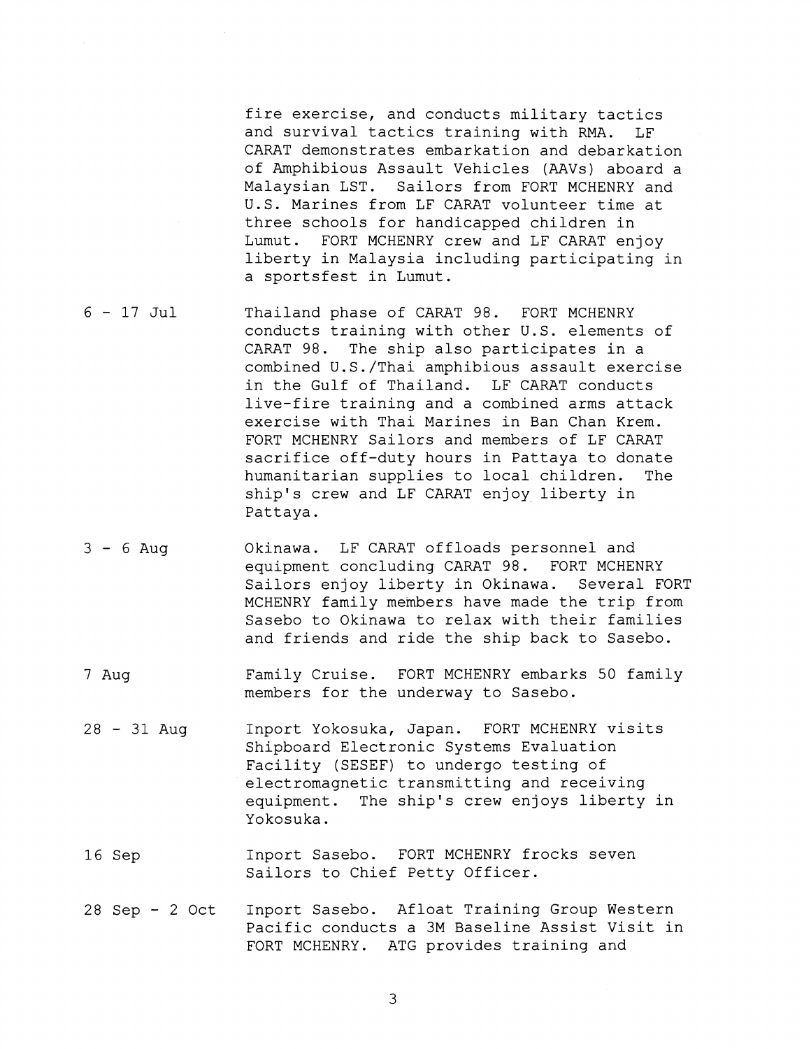fire exercise, and conducts military tactics and survival tactics training with RMA. LF CARAT demonstrates embarkation and debarkation of Amphibious Assault Vehicles (AAVs) aboard a Malaysian LST. Sailors from FORT MCHENRY and U.S. Marines from LF CARAT volunteer time at three schools for handicapped children in Lumut. FORT MCHENRY crew and LF CARAT enjoy liberty in Malaysia including participating in a sportsfest in Lumut.

6 - 17 Jul — Thailand phase of CARAT 98. FORT MCHENRY conducts training with other U.S. elements of CARAT 98. The ship also participates in a combined U.S./Thai amphibious assault exercise in the Gulf of Thailand. LF CARAT conducts live-fire training and a combined arms attack exercise with Thai Marines in Ban Chan Krem. FORT MCHENRY Sailors and members of LF CARAT sacrifice off-duty hours in Pattaya to donate humanitarian supplies to local children. The ship's crew and LF CARAT enjoy liberty in Pattaya.

3 - 6 Aug — Okinawa. LF CARAT offloads personnel and equipment concluding CARAT 98. FORT MCHENRY Sailors enjoy liberty in Okinawa. Several FORT MCHENRY family members have made the trip from Sasebo to Okinawa to relax with their families and friends and ride the ship back to Sasebo.

7 Aug — Family Cruise. FORT MCHENRY embarks 50 family members for the underway to Sasebo.

28 - 31 Aug — Inport Yokosuka, Japan. FORT MCHENRY visits Shipboard Electronic Systems Evaluation Facility (SESEF) to undergo testing of electromagnetic transmitting and receiving equipment. The ship's crew enjoys liberty in Yokosuka.

16 Sep — Inport Sasebo. FORT MCHENRY frocks seven Sailors to Chief Petty Officer.

28 Sep - 2 Oct — Inport Sasebo. Afloat Training Group Western Pacific conducts a 3M Baseline Assist Visit in FORT MCHENRY. ATG provides training and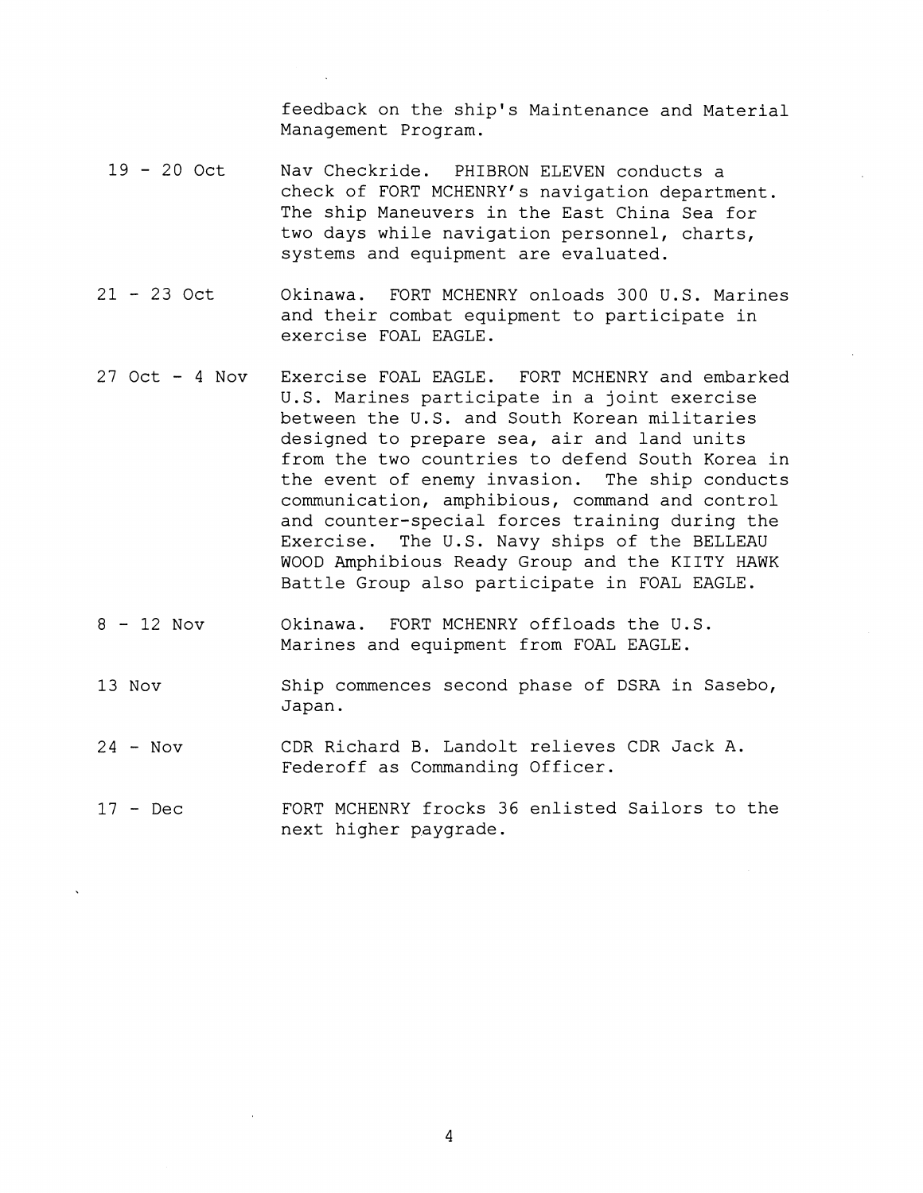feedback on the ship's Maintenance and Material Management Program.

| | |
|---|---|
| 19 - 20 Oct | Nav Checkride. PHIBRON ELEVEN conducts a check of FORT MCHENRY's navigation department. The ship Maneuvers in the East China Sea for two days while navigation personnel, charts, systems and equipment are evaluated. |
| 21 - 23 Oct | Okinawa. FORT MCHENRY onloads 300 U.S. Marines and their combat equipment to participate in exercise FOAL EAGLE. |
| 27 Oct - 4 Nov | Exercise FOAL EAGLE. FORT MCHENRY and embarked U.S. Marines participate in a joint exercise between the U.S. and South Korean militaries designed to prepare sea, air and land units from the two countries to defend South Korea in the event of enemy invasion. The ship conducts communication, amphibious, command and control and counter-special forces training during the Exercise. The U.S. Navy ships of the BELLEAU WOOD Amphibious Ready Group and the KIITY HAWK Battle Group also participate in FOAL EAGLE. |
| 8 - 12 Nov | Okinawa. FORT MCHENRY offloads the U.S. Marines and equipment from FOAL EAGLE. |
| 13 Nov | Ship commences second phase of DSRA in Sasebo, Japan. |
| 24 - Nov | CDR Richard B. Landolt relieves CDR Jack A. Federoff as Commanding Officer. |
| 17 - Dec | FORT MCHENRY frocks 36 enlisted Sailors to the next higher paygrade. |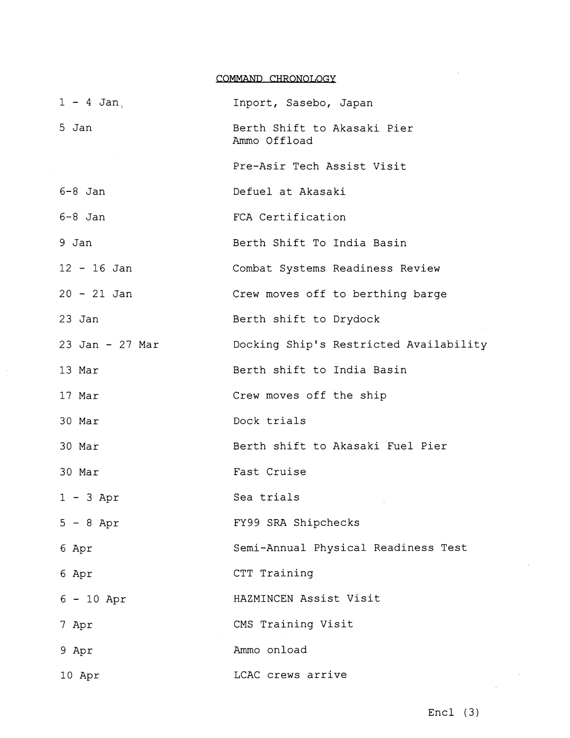COMMAND CHRONOLOGY

| | |
|---|---|
| 1 - 4 Jan | Inport, Sasebo, Japan |
| 5 Jan | Berth Shift to Akasaki Pier<br>Ammo Offload |
| | Pre-Asir Tech Assist Visit |
| 6-8 Jan | Defuel at Akasaki |
| 6-8 Jan | FCA Certification |
| 9 Jan | Berth Shift To India Basin |
| 12 - 16 Jan | Combat Systems Readiness Review |
| 20 - 21 Jan | Crew moves off to berthing barge |
| 23 Jan | Berth shift to Drydock |
| 23 Jan - 27 Mar | Docking Ship's Restricted Availability |
| 13 Mar | Berth shift to India Basin |
| 17 Mar | Crew moves off the ship |
| 30 Mar | Dock trials |
| 30 Mar | Berth shift to Akasaki Fuel Pier |
| 30 Mar | Fast Cruise |
| 1 - 3 Apr | Sea trials |
| 5 - 8 Apr | FY99 SRA Shipchecks |
| 6 Apr | Semi-Annual Physical Readiness Test |
| 6 Apr | CTT Training |
| 6 - 10 Apr | HAZMINCEN Assist Visit |
| 7 Apr | CMS Training Visit |
| 9 Apr | Ammo onload |
| 10 Apr | LCAC crews arrive |

Encl (3)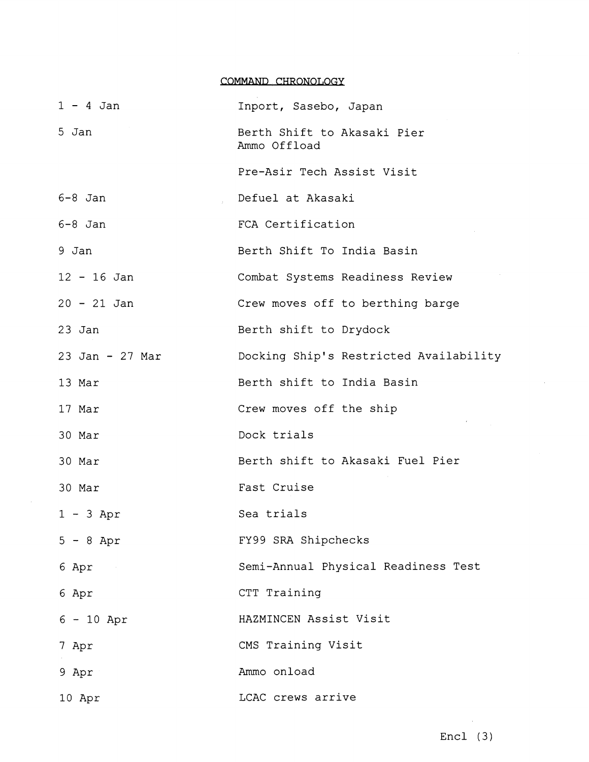## COMMAND CHRONOLOGY

| | |
|---|---|
| 1 - 4 Jan | Inport, Sasebo, Japan |
| 5 Jan | Berth Shift to Akasaki Pier<br>Ammo Offload |
| | Pre-Asir Tech Assist Visit |
| 6-8 Jan | Defuel at Akasaki |
| 6-8 Jan | FCA Certification |
| 9 Jan | Berth Shift To India Basin |
| 12 - 16 Jan | Combat Systems Readiness Review |
| 20 - 21 Jan | Crew moves off to berthing barge |
| 23 Jan | Berth shift to Drydock |
| 23 Jan - 27 Mar | Docking Ship's Restricted Availability |
| 13 Mar | Berth shift to India Basin |
| 17 Mar | Crew moves off the ship |
| 30 Mar | Dock trials |
| 30 Mar | Berth shift to Akasaki Fuel Pier |
| 30 Mar | Fast Cruise |
| 1 - 3 Apr | Sea trials |
| 5 - 8 Apr | FY99 SRA Shipchecks |
| 6 Apr | Semi-Annual Physical Readiness Test |
| 6 Apr | CTT Training |
| 6 - 10 Apr | HAZMINCEN Assist Visit |
| 7 Apr | CMS Training Visit |
| 9 Apr | Ammo onload |
| 10 Apr | LCAC crews arrive |

Encl (3)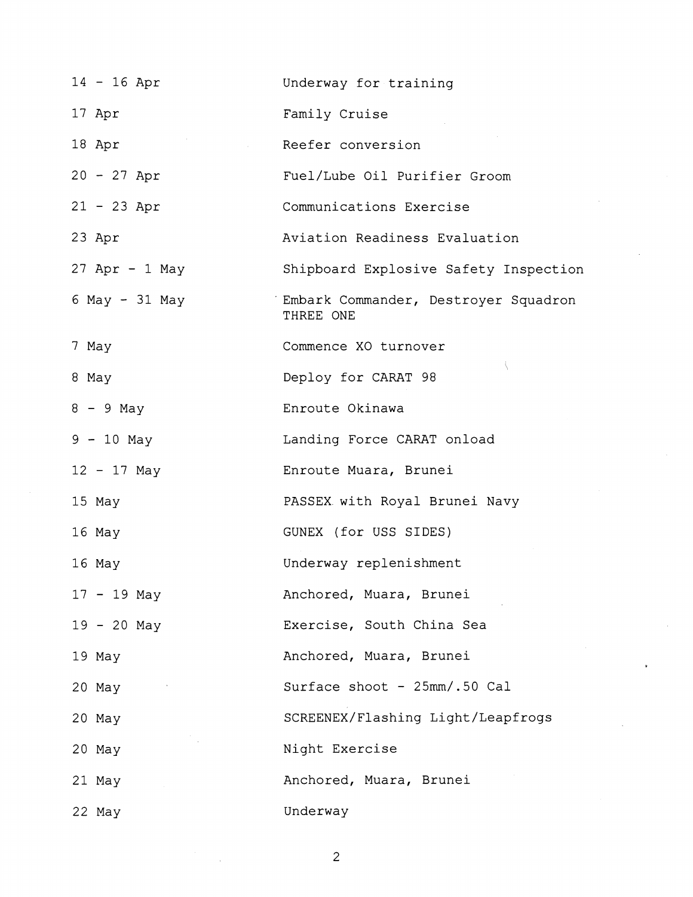| | |
|---|---|
| 14 - 16 Apr | Underway for training |
| 17 Apr | Family Cruise |
| 18 Apr | Reefer conversion |
| 20 - 27 Apr | Fuel/Lube Oil Purifier Groom |
| 21 - 23 Apr | Communications Exercise |
| 23 Apr | Aviation Readiness Evaluation |
| 27 Apr - 1 May | Shipboard Explosive Safety Inspection |
| 6 May - 31 May | Embark Commander, Destroyer Squadron THREE ONE |
| 7 May | Commence XO turnover |
| 8 May | Deploy for CARAT 98 |
| 8 - 9 May | Enroute Okinawa |
| 9 - 10 May | Landing Force CARAT onload |
| 12 - 17 May | Enroute Muara, Brunei |
| 15 May | PASSEX with Royal Brunei Navy |
| 16 May | GUNEX (for USS SIDES) |
| 16 May | Underway replenishment |
| 17 - 19 May | Anchored, Muara, Brunei |
| 19 - 20 May | Exercise, South China Sea |
| 19 May | Anchored, Muara, Brunei |
| 20 May | Surface shoot - 25mm/.50 Cal |
| 20 May | SCREENEX/Flashing Light/Leapfrogs |
| 20 May | Night Exercise |
| 21 May | Anchored, Muara, Brunei |
| 22 May | Underway |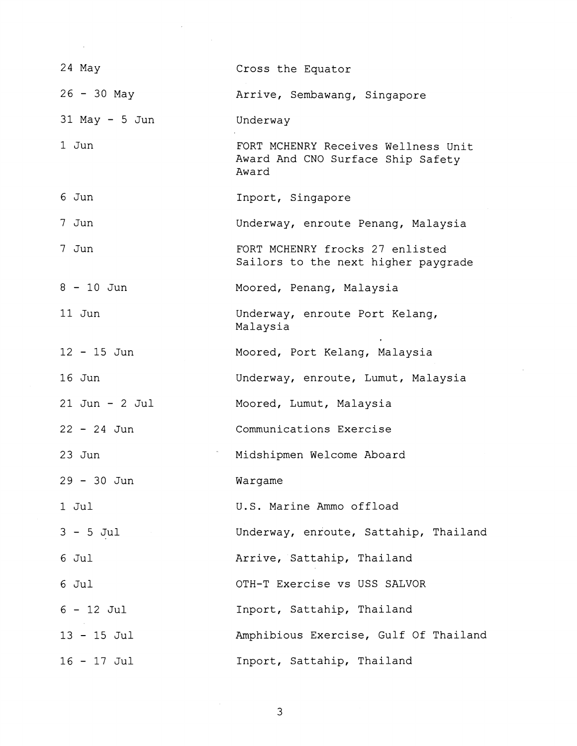| | |
|---|---|
| 24 May | Cross the Equator |
| 26 - 30 May | Arrive, Sembawang, Singapore |
| 31 May - 5 Jun | Underway |
| 1 Jun | FORT MCHENRY Receives Wellness Unit Award And CNO Surface Ship Safety Award |
| 6 Jun | Inport, Singapore |
| 7 Jun | Underway, enroute Penang, Malaysia |
| 7 Jun | FORT MCHENRY frocks 27 enlisted Sailors to the next higher paygrade |
| 8 - 10 Jun | Moored, Penang, Malaysia |
| 11 Jun | Underway, enroute Port Kelang, Malaysia |
| 12 - 15 Jun | Moored, Port Kelang, Malaysia |
| 16 Jun | Underway, enroute, Lumut, Malaysia |
| 21 Jun - 2 Jul | Moored, Lumut, Malaysia |
| 22 - 24 Jun | Communications Exercise |
| 23 Jun | Midshipmen Welcome Aboard |
| 29 - 30 Jun | Wargame |
| 1 Jul | U.S. Marine Ammo offload |
| 3 - 5 Jul | Underway, enroute, Sattahip, Thailand |
| 6 Jul | Arrive, Sattahip, Thailand |
| 6 Jul | OTH-T Exercise vs USS SALVOR |
| 6 - 12 Jul | Inport, Sattahip, Thailand |
| 13 - 15 Jul | Amphibious Exercise, Gulf Of Thailand |
| 16 - 17 Jul | Inport, Sattahip, Thailand |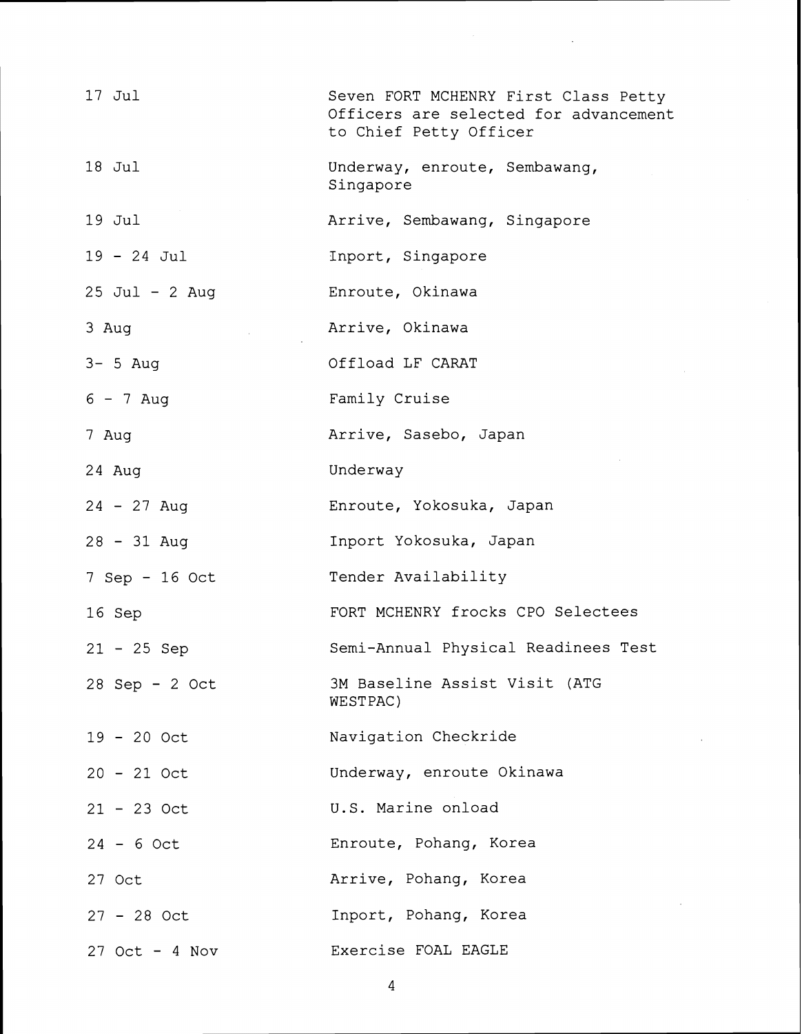| | |
|---|---|
| 17 Jul | Seven FORT MCHENRY First Class Petty Officers are selected for advancement to Chief Petty Officer |
| 18 Jul | Underway, enroute, Sembawang, Singapore |
| 19 Jul | Arrive, Sembawang, Singapore |
| 19 - 24 Jul | Inport, Singapore |
| 25 Jul - 2 Aug | Enroute, Okinawa |
| 3 Aug | Arrive, Okinawa |
| 3- 5 Aug | Offload LF CARAT |
| 6 - 7 Aug | Family Cruise |
| 7 Aug | Arrive, Sasebo, Japan |
| 24 Aug | Underway |
| 24 - 27 Aug | Enroute, Yokosuka, Japan |
| 28 - 31 Aug | Inport Yokosuka, Japan |
| 7 Sep - 16 Oct | Tender Availability |
| 16 Sep | FORT MCHENRY frocks CPO Selectees |
| 21 - 25 Sep | Semi-Annual Physical Readinees Test |
| 28 Sep - 2 Oct | 3M Baseline Assist Visit (ATG WESTPAC) |
| 19 - 20 Oct | Navigation Checkride |
| 20 - 21 Oct | Underway, enroute Okinawa |
| 21 - 23 Oct | U.S. Marine onload |
| 24 - 6 Oct | Enroute, Pohang, Korea |
| 27 Oct | Arrive, Pohang, Korea |
| 27 - 28 Oct | Inport, Pohang, Korea |
| 27 Oct - 4 Nov | Exercise FOAL EAGLE |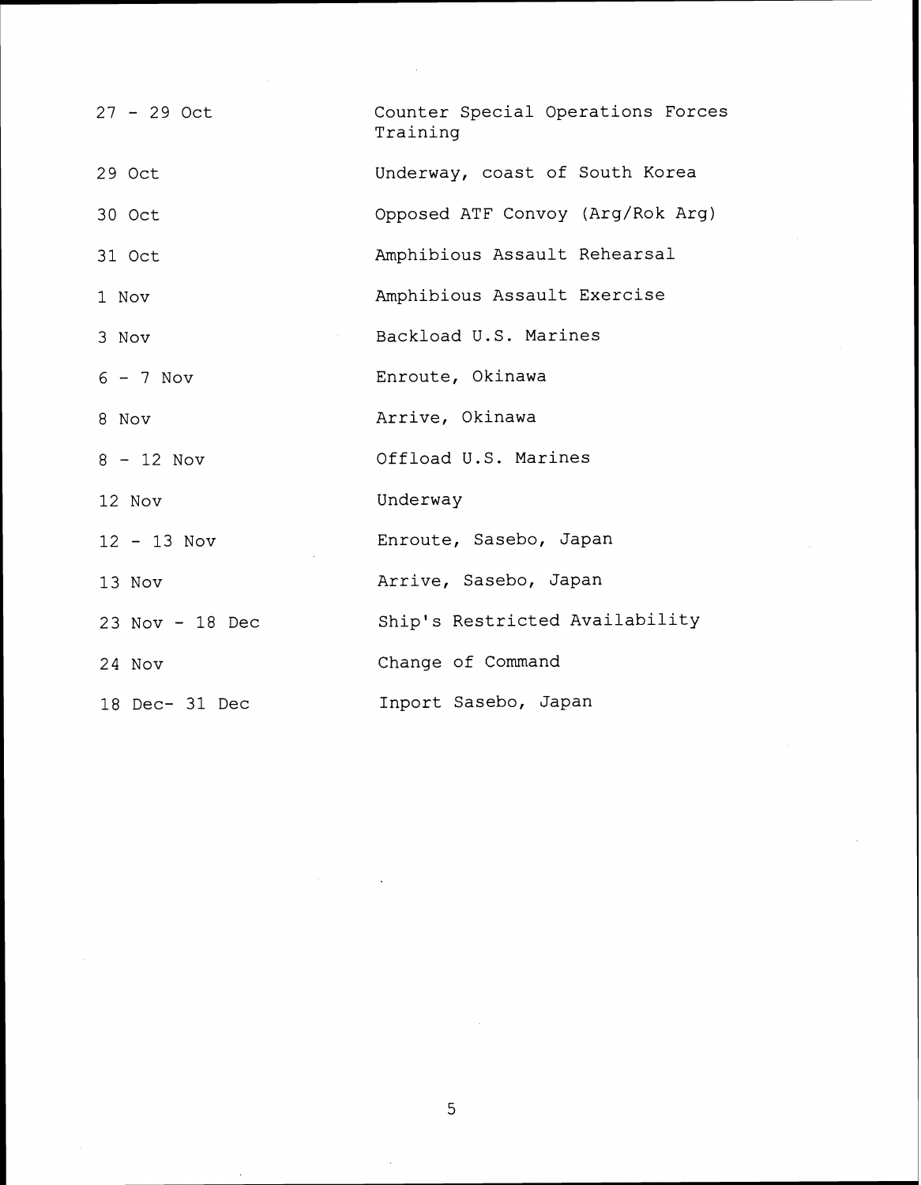| | |
|---|---|
| 27 - 29 Oct | Counter Special Operations Forces Training |
| 29 Oct | Underway, coast of South Korea |
| 30 Oct | Opposed ATF Convoy (Arg/Rok Arg) |
| 31 Oct | Amphibious Assault Rehearsal |
| 1 Nov | Amphibious Assault Exercise |
| 3 Nov | Backload U.S. Marines |
| 6 - 7 Nov | Enroute, Okinawa |
| 8 Nov | Arrive, Okinawa |
| 8 - 12 Nov | Offload U.S. Marines |
| 12 Nov | Underway |
| 12 - 13 Nov | Enroute, Sasebo, Japan |
| 13 Nov | Arrive, Sasebo, Japan |
| 23 Nov - 18 Dec | Ship's Restricted Availability |
| 24 Nov | Change of Command |
| 18 Dec- 31 Dec | Inport Sasebo, Japan |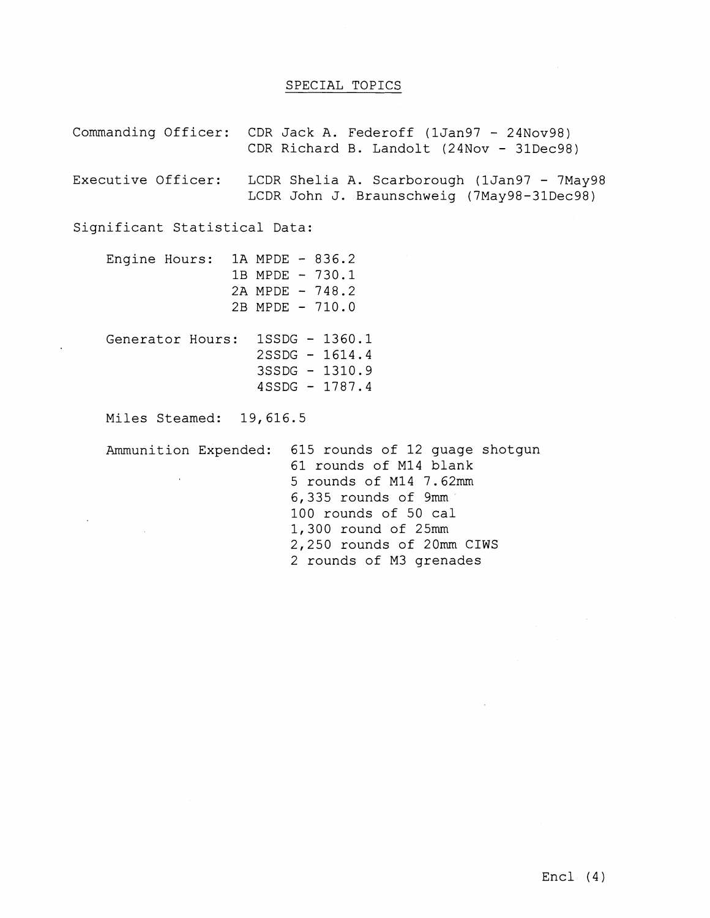## SPECIAL TOPICS

Commanding Officer: CDR Jack A. Federoff (1Jan97 - 24Nov98)
CDR Richard B. Landolt (24Nov - 31Dec98)

Executive Officer: LCDR Shelia A. Scarborough (1Jan97 - 7May98
LCDR John J. Braunschweig (7May98-31Dec98)

Significant Statistical Data:

Engine Hours:
- 1A MPDE - 836.2
- 1B MPDE - 730.1
- 2A MPDE - 748.2
- 2B MPDE - 710.0

Generator Hours:
- 1SSDG - 1360.1
- 2SSDG - 1614.4
- 3SSDG - 1310.9
- 4SSDG - 1787.4

Miles Steamed: 19,616.5

Ammunition Expended:
- 615 rounds of 12 guage shotgun
- 61 rounds of M14 blank
- 5 rounds of M14 7.62mm
- 6,335 rounds of 9mm
- 100 rounds of 50 cal
- 1,300 round of 25mm
- 2,250 rounds of 20mm CIWS
- 2 rounds of M3 grenades

Encl (4)